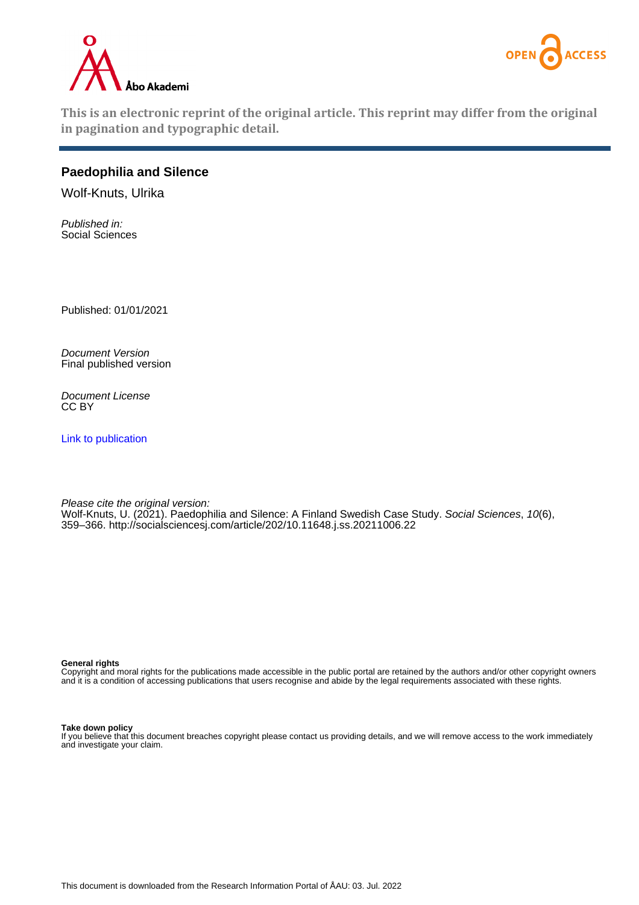This is an electronic reprint of the original article. This reprint may differ from the original in pagination and typographic detail.

## Paedophilia and Silence

Wolf-Knuts, Ulrika

*Published in:*
Social Sciences

Published: 01/01/2021

*Document Version*
Final published version

*Document License*
CC BY

Link to publication

*Please cite the original version:*
Wolf-Knuts, U. (2021). Paedophilia and Silence: A Finland Swedish Case Study. *Social Sciences*, *10*(6), 359–366. http://socialsciencesj.com/article/202/10.11648.j.ss.20211006.22

**General rights**
Copyright and moral rights for the publications made accessible in the public portal are retained by the authors and/or other copyright owners and it is a condition of accessing publications that users recognise and abide by the legal requirements associated with these rights.

**Take down policy**
If you believe that this document breaches copyright please contact us providing details, and we will remove access to the work immediately and investigate your claim.

This document is downloaded from the Research Information Portal of ÅAU: 03. Jul. 2022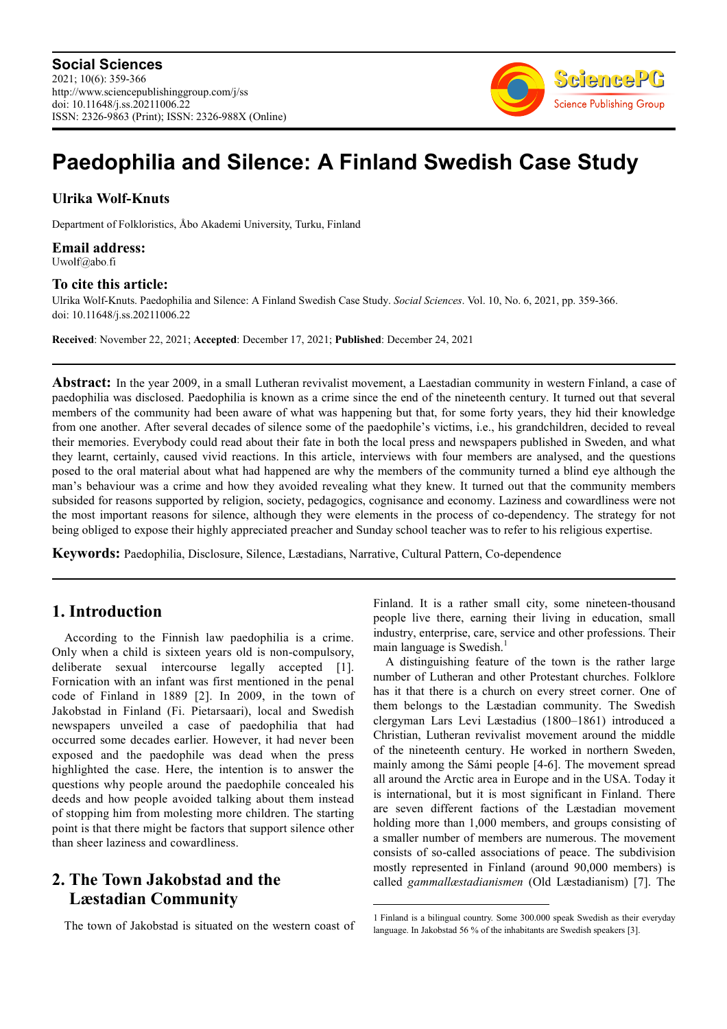# Paedophilia and Silence: A Finland Swedish Case Study

## Ulrika Wolf-Knuts

Department of Folkloristics, Åbo Akademi University, Turku, Finland

**Email address:**
Uwolf@abo.fi

**To cite this article:**
Ulrika Wolf-Knuts. Paedophilia and Silence: A Finland Swedish Case Study. *Social Sciences*. Vol. 10, No. 6, 2021, pp. 359-366. doi: 10.11648/j.ss.20211006.22

**Received**: November 22, 2021; **Accepted**: December 17, 2021; **Published**: December 24, 2021

---

**Abstract:** In the year 2009, in a small Lutheran revivalist movement, a Laestadian community in western Finland, a case of paedophilia was disclosed. Paedophilia is known as a crime since the end of the nineteenth century. It turned out that several members of the community had been aware of what was happening but that, for some forty years, they hid their knowledge from one another. After several decades of silence some of the paedophile's victims, i.e., his grandchildren, decided to reveal their memories. Everybody could read about their fate in both the local press and newspapers published in Sweden, and what they learnt, certainly, caused vivid reactions. In this article, interviews with four members are analysed, and the questions posed to the oral material about what had happened are why the members of the community turned a blind eye although the man's behaviour was a crime and how they avoided revealing what they knew. It turned out that the community members subsided for reasons supported by religion, society, pedagogics, cognisance and economy. Laziness and cowardliness were not the most important reasons for silence, although they were elements in the process of co-dependency. The strategy for not being obliged to expose their highly appreciated preacher and Sunday school teacher was to refer to his religious expertise.

**Keywords:** Paedophilia, Disclosure, Silence, Læstadians, Narrative, Cultural Pattern, Co-dependence

---

## 1. Introduction

According to the Finnish law paedophilia is a crime. Only when a child is sixteen years old is non-compulsory, deliberate sexual intercourse legally accepted [1]. Fornication with an infant was first mentioned in the penal code of Finland in 1889 [2]. In 2009, in the town of Jakobstad in Finland (Fi. Pietarsaari), local and Swedish newspapers unveiled a case of paedophilia that had occurred some decades earlier. However, it had never been exposed and the paedophile was dead when the press highlighted the case. Here, the intention is to answer the questions why people around the paedophile concealed his deeds and how people avoided talking about them instead of stopping him from molesting more children. The starting point is that there might be factors that support silence other than sheer laziness and cowardliness.

## 2. The Town Jakobstad and the Læstadian Community

The town of Jakobstad is situated on the western coast of Finland. It is a rather small city, some nineteen-thousand people live there, earning their living in education, small industry, enterprise, care, service and other professions. Their main language is Swedish.[1]

A distinguishing feature of the town is the rather large number of Lutheran and other Protestant churches. Folklore has it that there is a church on every street corner. One of them belongs to the Læstadian community. The Swedish clergyman Lars Levi Læstadius (1800–1861) introduced a Christian, Lutheran revivalist movement around the middle of the nineteenth century. He worked in northern Sweden, mainly among the Sámi people [4-6]. The movement spread all around the Arctic area in Europe and in the USA. Today it is international, but it is most significant in Finland. There are seven different factions of the Læstadian movement holding more than 1,000 members, and groups consisting of a smaller number of members are numerous. The movement consists of so-called associations of peace. The subdivision mostly represented in Finland (around 90,000 members) is called *gammallæstadianismen* (Old Læstadianism) [7]. The

---

1 Finland is a bilingual country. Some 300.000 speak Swedish as their everyday language. In Jakobstad 56 % of the inhabitants are Swedish speakers [3].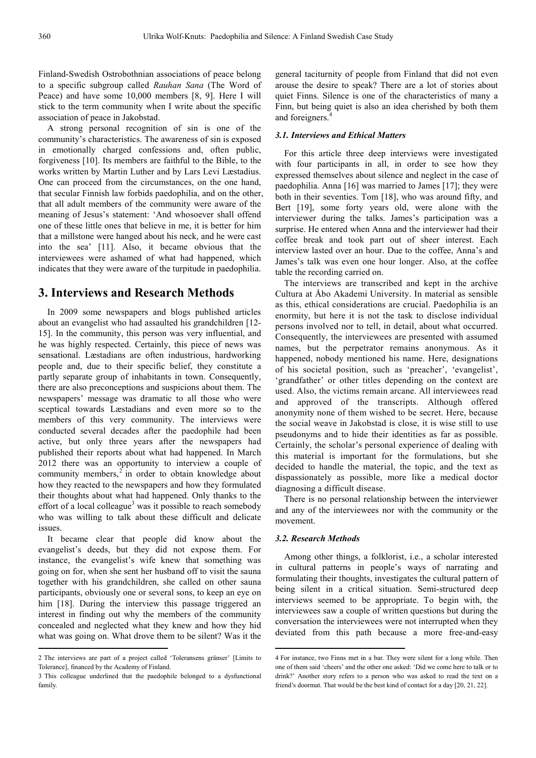Finland-Swedish Ostrobothnian associations of peace belong to a specific subgroup called *Rauhan Sana* (The Word of Peace) and have some 10,000 members [8, 9]. Here I will stick to the term community when I write about the specific association of peace in Jakobstad.

A strong personal recognition of sin is one of the community's characteristics. The awareness of sin is exposed in emotionally charged confessions and, often public, forgiveness [10]. Its members are faithful to the Bible, to the works written by Martin Luther and by Lars Levi Læstadius. One can proceed from the circumstances, on the one hand, that secular Finnish law forbids paedophilia, and on the other, that all adult members of the community were aware of the meaning of Jesus's statement: 'And whosoever shall offend one of these little ones that believe in me, it is better for him that a millstone were hanged about his neck, and he were cast into the sea' [11]. Also, it became obvious that the interviewees were ashamed of what had happened, which indicates that they were aware of the turpitude in paedophilia.

## 3. Interviews and Research Methods

In 2009 some newspapers and blogs published articles about an evangelist who had assaulted his grandchildren [12-15]. In the community, this person was very influential, and he was highly respected. Certainly, this piece of news was sensational. Læstadians are often industrious, hardworking people and, due to their specific belief, they constitute a partly separate group of inhabitants in town. Consequently, there are also preconceptions and suspicions about them. The newspapers' message was dramatic to all those who were sceptical towards Læstadians and even more so to the members of this very community. The interviews were conducted several decades after the paedophile had been active, but only three years after the newspapers had published their reports about what had happened. In March 2012 there was an opportunity to interview a couple of community members,[2] in order to obtain knowledge about how they reacted to the newspapers and how they formulated their thoughts about what had happened. Only thanks to the effort of a local colleague[3] was it possible to reach somebody who was willing to talk about these difficult and delicate issues.

It became clear that people did know about the evangelist's deeds, but they did not expose them. For instance, the evangelist's wife knew that something was going on for, when she sent her husband off to visit the sauna together with his grandchildren, she called on other sauna participants, obviously one or several sons, to keep an eye on him [18]. During the interview this passage triggered an interest in finding out why the members of the community concealed and neglected what they knew and how they hid what was going on. What drove them to be silent? Was it the general taciturnity of people from Finland that did not even arouse the desire to speak? There are a lot of stories about quiet Finns. Silence is one of the characteristics of many a Finn, but being quiet is also an idea cherished by both them and foreigners.[4]

### 3.1. Interviews and Ethical Matters

For this article three deep interviews were investigated with four participants in all, in order to see how they expressed themselves about silence and neglect in the case of paedophilia. Anna [16] was married to James [17]; they were both in their seventies. Tom [18], who was around fifty, and Bert [19], some forty years old, were alone with the interviewer during the talks. James's participation was a surprise. He entered when Anna and the interviewer had their coffee break and took part out of sheer interest. Each interview lasted over an hour. Due to the coffee, Anna's and James's talk was even one hour longer. Also, at the coffee table the recording carried on.

The interviews are transcribed and kept in the archive Cultura at Åbo Akademi University. In material as sensible as this, ethical considerations are crucial. Paedophilia is an enormity, but here it is not the task to disclose individual persons involved nor to tell, in detail, about what occurred. Consequently, the interviewees are presented with assumed names, but the perpetrator remains anonymous. As it happened, nobody mentioned his name. Here, designations of his societal position, such as 'preacher', 'evangelist', 'grandfather' or other titles depending on the context are used. Also, the victims remain arcane. All interviewees read and approved of the transcripts. Although offered anonymity none of them wished to be secret. Here, because the social weave in Jakobstad is close, it is wise still to use pseudonyms and to hide their identities as far as possible. Certainly, the scholar's personal experience of dealing with this material is important for the formulations, but she decided to handle the material, the topic, and the text as dispassionately as possible, more like a medical doctor diagnosing a difficult disease.

There is no personal relationship between the interviewer and any of the interviewees nor with the community or the movement.

### 3.2. Research Methods

Among other things, a folklorist, i.e., a scholar interested in cultural patterns in people's ways of narrating and formulating their thoughts, investigates the cultural pattern of being silent in a critical situation. Semi-structured deep interviews seemed to be appropriate. To begin with, the interviewees saw a couple of written questions but during the conversation the interviewees were not interrupted when they deviated from this path because a more free-and-easy

---

2 The interviews are part of a project called 'Toleransens gränser' [Limits to Tolerance], financed by the Academy of Finland.

3 This colleague underlined that the paedophile belonged to a dysfunctional family.

4 For instance, two Finns met in a bar. They were silent for a long while. Then one of them said 'cheers' and the other one asked: 'Did we come here to talk or to drink?' Another story refers to a person who was asked to read the text on a friend's doormat. That would be the best kind of contact for a day [20, 21, 22].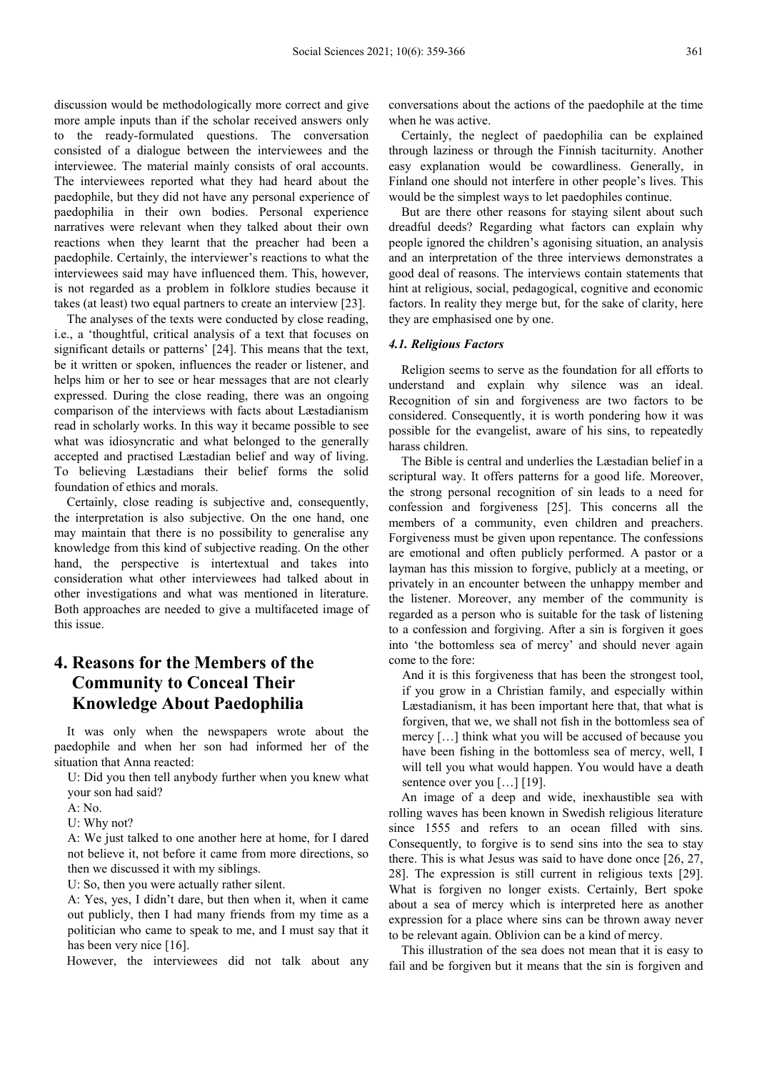discussion would be methodologically more correct and give more ample inputs than if the scholar received answers only to the ready-formulated questions. The conversation consisted of a dialogue between the interviewees and the interviewee. The material mainly consists of oral accounts. The interviewees reported what they had heard about the paedophile, but they did not have any personal experience of paedophilia in their own bodies. Personal experience narratives were relevant when they talked about their own reactions when they learnt that the preacher had been a paedophile. Certainly, the interviewer's reactions to what the interviewees said may have influenced them. This, however, is not regarded as a problem in folklore studies because it takes (at least) two equal partners to create an interview [23].

The analyses of the texts were conducted by close reading, i.e., a 'thoughtful, critical analysis of a text that focuses on significant details or patterns' [24]. This means that the text, be it written or spoken, influences the reader or listener, and helps him or her to see or hear messages that are not clearly expressed. During the close reading, there was an ongoing comparison of the interviews with facts about Læstadianism read in scholarly works. In this way it became possible to see what was idiosyncratic and what belonged to the generally accepted and practised Læstadian belief and way of living. To believing Læstadians their belief forms the solid foundation of ethics and morals.

Certainly, close reading is subjective and, consequently, the interpretation is also subjective. On the one hand, one may maintain that there is no possibility to generalise any knowledge from this kind of subjective reading. On the other hand, the perspective is intertextual and takes into consideration what other interviewees had talked about in other investigations and what was mentioned in literature. Both approaches are needed to give a multifaceted image of this issue.

# 4. Reasons for the Members of the Community to Conceal Their Knowledge About Paedophilia

It was only when the newspapers wrote about the paedophile and when her son had informed her of the situation that Anna reacted:

> U: Did you then tell anybody further when you knew what your son had said?
>
> A: No.
>
> U: Why not?
>
> A: We just talked to one another here at home, for I dared not believe it, not before it came from more directions, so then we discussed it with my siblings.
>
> U: So, then you were actually rather silent.
>
> A: Yes, yes, I didn't dare, but then when it, when it came out publicly, then I had many friends from my time as a politician who came to speak to me, and I must say that it has been very nice [16].

However, the interviewees did not talk about any conversations about the actions of the paedophile at the time when he was active.

Certainly, the neglect of paedophilia can be explained through laziness or through the Finnish taciturnity. Another easy explanation would be cowardliness. Generally, in Finland one should not interfere in other people's lives. This would be the simplest ways to let paedophiles continue.

But are there other reasons for staying silent about such dreadful deeds? Regarding what factors can explain why people ignored the children's agonising situation, an analysis and an interpretation of the three interviews demonstrates a good deal of reasons. The interviews contain statements that hint at religious, social, pedagogical, cognitive and economic factors. In reality they merge but, for the sake of clarity, here they are emphasised one by one.

### *4.1. Religious Factors*

Religion seems to serve as the foundation for all efforts to understand and explain why silence was an ideal. Recognition of sin and forgiveness are two factors to be considered. Consequently, it is worth pondering how it was possible for the evangelist, aware of his sins, to repeatedly harass children.

The Bible is central and underlies the Læstadian belief in a scriptural way. It offers patterns for a good life. Moreover, the strong personal recognition of sin leads to a need for confession and forgiveness [25]. This concerns all the members of a community, even children and preachers. Forgiveness must be given upon repentance. The confessions are emotional and often publicly performed. A pastor or a layman has this mission to forgive, publicly at a meeting, or privately in an encounter between the unhappy member and the listener. Moreover, any member of the community is regarded as a person who is suitable for the task of listening to a confession and forgiving. After a sin is forgiven it goes into 'the bottomless sea of mercy' and should never again come to the fore:

> And it is this forgiveness that has been the strongest tool, if you grow in a Christian family, and especially within Læstadianism, it has been important here that, that what is forgiven, that we, we shall not fish in the bottomless sea of mercy […] think what you will be accused of because you have been fishing in the bottomless sea of mercy, well, I will tell you what would happen. You would have a death sentence over you […] [19].

An image of a deep and wide, inexhaustible sea with rolling waves has been known in Swedish religious literature since 1555 and refers to an ocean filled with sins. Consequently, to forgive is to send sins into the sea to stay there. This is what Jesus was said to have done once [26, 27, 28]. The expression is still current in religious texts [29]. What is forgiven no longer exists. Certainly, Bert spoke about a sea of mercy which is interpreted here as another expression for a place where sins can be thrown away never to be relevant again. Oblivion can be a kind of mercy.

This illustration of the sea does not mean that it is easy to fail and be forgiven but it means that the sin is forgiven and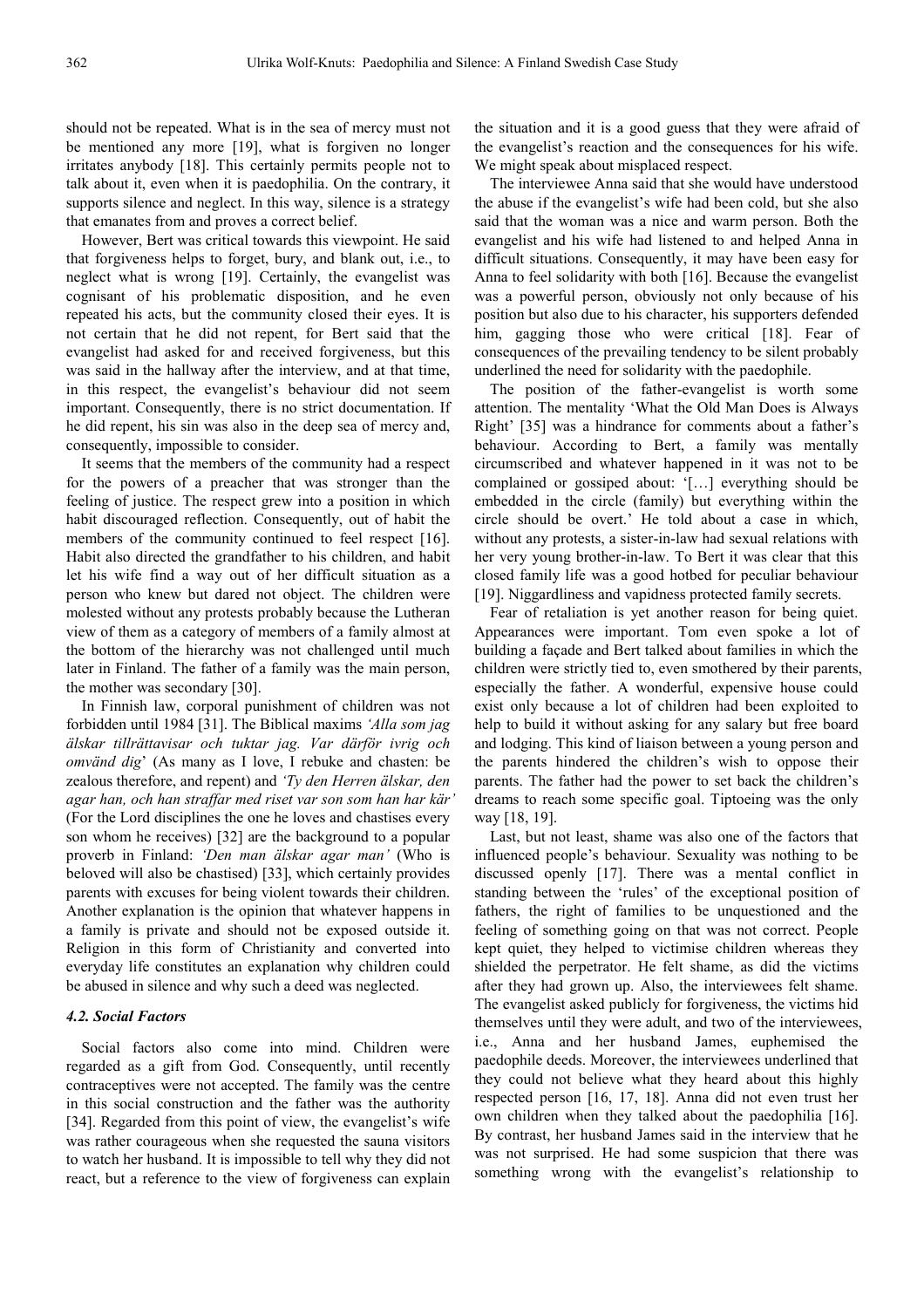should not be repeated. What is in the sea of mercy must not be mentioned any more [19], what is forgiven no longer irritates anybody [18]. This certainly permits people not to talk about it, even when it is paedophilia. On the contrary, it supports silence and neglect. In this way, silence is a strategy that emanates from and proves a correct belief.

However, Bert was critical towards this viewpoint. He said that forgiveness helps to forget, bury, and blank out, i.e., to neglect what is wrong [19]. Certainly, the evangelist was cognisant of his problematic disposition, and he even repeated his acts, but the community closed their eyes. It is not certain that he did not repent, for Bert said that the evangelist had asked for and received forgiveness, but this was said in the hallway after the interview, and at that time, in this respect, the evangelist's behaviour did not seem important. Consequently, there is no strict documentation. If he did repent, his sin was also in the deep sea of mercy and, consequently, impossible to consider.

It seems that the members of the community had a respect for the powers of a preacher that was stronger than the feeling of justice. The respect grew into a position in which habit discouraged reflection. Consequently, out of habit the members of the community continued to feel respect [16]. Habit also directed the grandfather to his children, and habit let his wife find a way out of her difficult situation as a person who knew but dared not object. The children were molested without any protests probably because the Lutheran view of them as a category of members of a family almost at the bottom of the hierarchy was not challenged until much later in Finland. The father of a family was the main person, the mother was secondary [30].

In Finnish law, corporal punishment of children was not forbidden until 1984 [31]. The Biblical maxims *'Alla som jag älskar tillrättavisar och tuktar jag. Var därför ivrig och omvänd dig*' (As many as I love, I rebuke and chasten: be zealous therefore, and repent) and *'Ty den Herren älskar, den agar han, och han straffar med riset var son som han har kär'* (For the Lord disciplines the one he loves and chastises every son whom he receives) [32] are the background to a popular proverb in Finland: *'Den man älskar agar man'* (Who is beloved will also be chastised) [33], which certainly provides parents with excuses for being violent towards their children. Another explanation is the opinion that whatever happens in a family is private and should not be exposed outside it. Religion in this form of Christianity and converted into everyday life constitutes an explanation why children could be abused in silence and why such a deed was neglected.

### *4.2. Social Factors*

Social factors also come into mind. Children were regarded as a gift from God. Consequently, until recently contraceptives were not accepted. The family was the centre in this social construction and the father was the authority [34]. Regarded from this point of view, the evangelist's wife was rather courageous when she requested the sauna visitors to watch her husband. It is impossible to tell why they did not react, but a reference to the view of forgiveness can explain the situation and it is a good guess that they were afraid of the evangelist's reaction and the consequences for his wife. We might speak about misplaced respect.

The interviewee Anna said that she would have understood the abuse if the evangelist's wife had been cold, but she also said that the woman was a nice and warm person. Both the evangelist and his wife had listened to and helped Anna in difficult situations. Consequently, it may have been easy for Anna to feel solidarity with both [16]. Because the evangelist was a powerful person, obviously not only because of his position but also due to his character, his supporters defended him, gagging those who were critical [18]. Fear of consequences of the prevailing tendency to be silent probably underlined the need for solidarity with the paedophile.

The position of the father-evangelist is worth some attention. The mentality 'What the Old Man Does is Always Right' [35] was a hindrance for comments about a father's behaviour. According to Bert, a family was mentally circumscribed and whatever happened in it was not to be complained or gossiped about: '[…] everything should be embedded in the circle (family) but everything within the circle should be overt.' He told about a case in which, without any protests, a sister-in-law had sexual relations with her very young brother-in-law. To Bert it was clear that this closed family life was a good hotbed for peculiar behaviour [19]. Niggardliness and vapidness protected family secrets.

Fear of retaliation is yet another reason for being quiet. Appearances were important. Tom even spoke a lot of building a façade and Bert talked about families in which the children were strictly tied to, even smothered by their parents, especially the father. A wonderful, expensive house could exist only because a lot of children had been exploited to help to build it without asking for any salary but free board and lodging. This kind of liaison between a young person and the parents hindered the children's wish to oppose their parents. The father had the power to set back the children's dreams to reach some specific goal. Tiptoeing was the only way [18, 19].

Last, but not least, shame was also one of the factors that influenced people's behaviour. Sexuality was nothing to be discussed openly [17]. There was a mental conflict in standing between the 'rules' of the exceptional position of fathers, the right of families to be unquestioned and the feeling of something going on that was not correct. People kept quiet, they helped to victimise children whereas they shielded the perpetrator. He felt shame, as did the victims after they had grown up. Also, the interviewees felt shame. The evangelist asked publicly for forgiveness, the victims hid themselves until they were adult, and two of the interviewees, i.e., Anna and her husband James, euphemised the paedophile deeds. Moreover, the interviewees underlined that they could not believe what they heard about this highly respected person [16, 17, 18]. Anna did not even trust her own children when they talked about the paedophilia [16]. By contrast, her husband James said in the interview that he was not surprised. He had some suspicion that there was something wrong with the evangelist's relationship to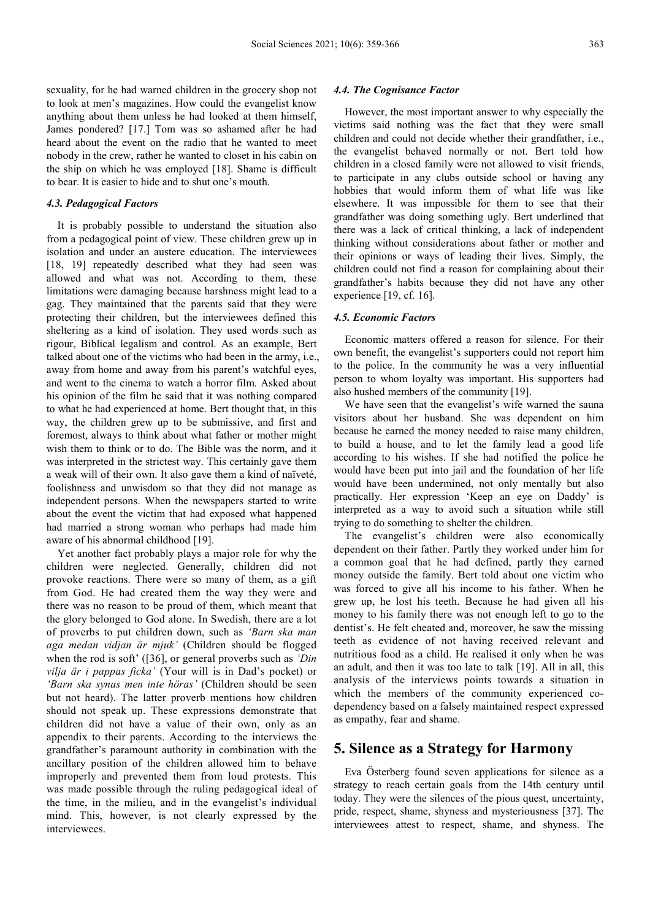sexuality, for he had warned children in the grocery shop not to look at men's magazines. How could the evangelist know anything about them unless he had looked at them himself, James pondered? [17.] Tom was so ashamed after he had heard about the event on the radio that he wanted to meet nobody in the crew, rather he wanted to closet in his cabin on the ship on which he was employed [18]. Shame is difficult to bear. It is easier to hide and to shut one's mouth.

#### *4.3. Pedagogical Factors*

It is probably possible to understand the situation also from a pedagogical point of view. These children grew up in isolation and under an austere education. The interviewees [18, 19] repeatedly described what they had seen was allowed and what was not. According to them, these limitations were damaging because harshness might lead to a gag. They maintained that the parents said that they were protecting their children, but the interviewees defined this sheltering as a kind of isolation. They used words such as rigour, Biblical legalism and control. As an example, Bert talked about one of the victims who had been in the army, i.e., away from home and away from his parent's watchful eyes, and went to the cinema to watch a horror film. Asked about his opinion of the film he said that it was nothing compared to what he had experienced at home. Bert thought that, in this way, the children grew up to be submissive, and first and foremost, always to think about what father or mother might wish them to think or to do. The Bible was the norm, and it was interpreted in the strictest way. This certainly gave them a weak will of their own. It also gave them a kind of naïveté, foolishness and unwisdom so that they did not manage as independent persons. When the newspapers started to write about the event the victim that had exposed what happened had married a strong woman who perhaps had made him aware of his abnormal childhood [19].

Yet another fact probably plays a major role for why the children were neglected. Generally, children did not provoke reactions. There were so many of them, as a gift from God. He had created them the way they were and there was no reason to be proud of them, which meant that the glory belonged to God alone. In Swedish, there are a lot of proverbs to put children down, such as *'Barn ska man aga medan vidjan är mjuk'* (Children should be flogged when the rod is soft' ([36], or general proverbs such as *'Din vilja är i pappas ficka'* (Your will is in Dad's pocket) or *'Barn ska synas men inte höras'* (Children should be seen but not heard). The latter proverb mentions how children should not speak up. These expressions demonstrate that children did not have a value of their own, only as an appendix to their parents. According to the interviews the grandfather's paramount authority in combination with the ancillary position of the children allowed him to behave improperly and prevented them from loud protests. This was made possible through the ruling pedagogical ideal of the time, in the milieu, and in the evangelist's individual mind. This, however, is not clearly expressed by the interviewees.

#### *4.4. The Cognisance Factor*

However, the most important answer to why especially the victims said nothing was the fact that they were small children and could not decide whether their grandfather, i.e., the evangelist behaved normally or not. Bert told how children in a closed family were not allowed to visit friends, to participate in any clubs outside school or having any hobbies that would inform them of what life was like elsewhere. It was impossible for them to see that their grandfather was doing something ugly. Bert underlined that there was a lack of critical thinking, a lack of independent thinking without considerations about father or mother and their opinions or ways of leading their lives. Simply, the children could not find a reason for complaining about their grandfather's habits because they did not have any other experience [19, cf. 16].

#### *4.5. Economic Factors*

Economic matters offered a reason for silence. For their own benefit, the evangelist's supporters could not report him to the police. In the community he was a very influential person to whom loyalty was important. His supporters had also hushed members of the community [19].

We have seen that the evangelist's wife warned the sauna visitors about her husband. She was dependent on him because he earned the money needed to raise many children, to build a house, and to let the family lead a good life according to his wishes. If she had notified the police he would have been put into jail and the foundation of her life would have been undermined, not only mentally but also practically. Her expression 'Keep an eye on Daddy' is interpreted as a way to avoid such a situation while still trying to do something to shelter the children.

The evangelist's children were also economically dependent on their father. Partly they worked under him for a common goal that he had defined, partly they earned money outside the family. Bert told about one victim who was forced to give all his income to his father. When he grew up, he lost his teeth. Because he had given all his money to his family there was not enough left to go to the dentist's. He felt cheated and, moreover, he saw the missing teeth as evidence of not having received relevant and nutritious food as a child. He realised it only when he was an adult, and then it was too late to talk [19]. All in all, this analysis of the interviews points towards a situation in which the members of the community experienced co-dependency based on a falsely maintained respect expressed as empathy, fear and shame.

## 5. Silence as a Strategy for Harmony

Eva Österberg found seven applications for silence as a strategy to reach certain goals from the 14th century until today. They were the silences of the pious quest, uncertainty, pride, respect, shame, shyness and mysteriousness [37]. The interviewees attest to respect, shame, and shyness. The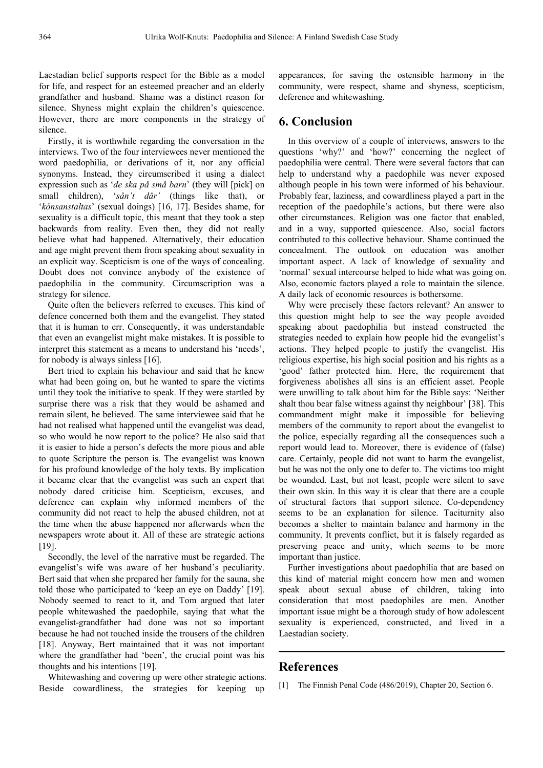Laestadian belief supports respect for the Bible as a model for life, and respect for an esteemed preacher and an elderly grandfather and husband. Shame was a distinct reason for silence. Shyness might explain the children's quiescence. However, there are more components in the strategy of silence.

Firstly, it is worthwhile regarding the conversation in the interviews. Two of the four interviewees never mentioned the word paedophilia, or derivations of it, nor any official synonyms. Instead, they circumscribed it using a dialect expression such as '*de ska på små barn*' (they will [pick] on small children), '*sån't där'* (things like that), or '*könsanstaltas*' (sexual doings) [16, 17]. Besides shame, for sexuality is a difficult topic, this meant that they took a step backwards from reality. Even then, they did not really believe what had happened. Alternatively, their education and age might prevent them from speaking about sexuality in an explicit way. Scepticism is one of the ways of concealing. Doubt does not convince anybody of the existence of paedophilia in the community. Circumscription was a strategy for silence.

Quite often the believers referred to excuses. This kind of defence concerned both them and the evangelist. They stated that it is human to err. Consequently, it was understandable that even an evangelist might make mistakes. It is possible to interpret this statement as a means to understand his 'needs', for nobody is always sinless [16].

Bert tried to explain his behaviour and said that he knew what had been going on, but he wanted to spare the victims until they took the initiative to speak. If they were startled by surprise there was a risk that they would be ashamed and remain silent, he believed. The same interviewee said that he had not realised what happened until the evangelist was dead, so who would he now report to the police? He also said that it is easier to hide a person's defects the more pious and able to quote Scripture the person is. The evangelist was known for his profound knowledge of the holy texts. By implication it became clear that the evangelist was such an expert that nobody dared criticise him. Scepticism, excuses, and deference can explain why informed members of the community did not react to help the abused children, not at the time when the abuse happened nor afterwards when the newspapers wrote about it. All of these are strategic actions [19].

Secondly, the level of the narrative must be regarded. The evangelist's wife was aware of her husband's peculiarity. Bert said that when she prepared her family for the sauna, she told those who participated to 'keep an eye on Daddy' [19]. Nobody seemed to react to it, and Tom argued that later people whitewashed the paedophile, saying that what the evangelist-grandfather had done was not so important because he had not touched inside the trousers of the children [18]. Anyway, Bert maintained that it was not important where the grandfather had 'been', the crucial point was his thoughts and his intentions [19].

Whitewashing and covering up were other strategic actions. Beside cowardliness, the strategies for keeping up appearances, for saving the ostensible harmony in the community, were respect, shame and shyness, scepticism, deference and whitewashing.

## 6. Conclusion

In this overview of a couple of interviews, answers to the questions 'why?' and 'how?' concerning the neglect of paedophilia were central. There were several factors that can help to understand why a paedophile was never exposed although people in his town were informed of his behaviour. Probably fear, laziness, and cowardliness played a part in the reception of the paedophile's actions, but there were also other circumstances. Religion was one factor that enabled, and in a way, supported quiescence. Also, social factors contributed to this collective behaviour. Shame continued the concealment. The outlook on education was another important aspect. A lack of knowledge of sexuality and 'normal' sexual intercourse helped to hide what was going on. Also, economic factors played a role to maintain the silence. A daily lack of economic resources is bothersome.

Why were precisely these factors relevant? An answer to this question might help to see the way people avoided speaking about paedophilia but instead constructed the strategies needed to explain how people hid the evangelist's actions. They helped people to justify the evangelist. His religious expertise, his high social position and his rights as a 'good' father protected him. Here, the requirement that forgiveness abolishes all sins is an efficient asset. People were unwilling to talk about him for the Bible says: 'Neither shalt thou bear false witness against thy neighbour' [38]. This commandment might make it impossible for believing members of the community to report about the evangelist to the police, especially regarding all the consequences such a report would lead to. Moreover, there is evidence of (false) care. Certainly, people did not want to harm the evangelist, but he was not the only one to defer to. The victims too might be wounded. Last, but not least, people were silent to save their own skin. In this way it is clear that there are a couple of structural factors that support silence. Co-dependency seems to be an explanation for silence. Taciturnity also becomes a shelter to maintain balance and harmony in the community. It prevents conflict, but it is falsely regarded as preserving peace and unity, which seems to be more important than justice.

Further investigations about paedophilia that are based on this kind of material might concern how men and women speak about sexual abuse of children, taking into consideration that most paedophiles are men. Another important issue might be a thorough study of how adolescent sexuality is experienced, constructed, and lived in a Laestadian society.

## References

[1] The Finnish Penal Code (486/2019), Chapter 20, Section 6.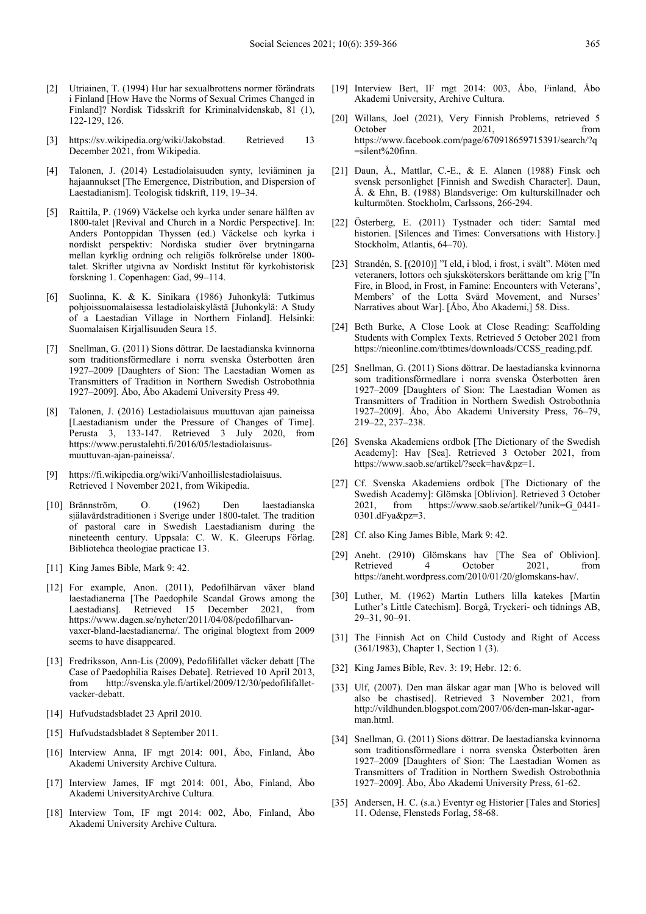[2] Utriainen, T. (1994) Hur har sexualbrottens normer förändrats i Finland [How Have the Norms of Sexual Crimes Changed in Finland]? Nordisk Tidsskrift for Kriminalvidenskab, 81 (1), 122-129, 126.

[3] https://sv.wikipedia.org/wiki/Jakobstad. Retrieved 13 December 2021, from Wikipedia.

[4] Talonen, J. (2014) Lestadiolaisuuden synty, leviäminen ja hajaannukset [The Emergence, Distribution, and Dispersion of Laestadianism]. Teologisk tidskrift, 119, 19–34.

[5] Raittila, P. (1969) Väckelse och kyrka under senare hälften av 1800-talet [Revival and Church in a Nordic Perspective]. In: Anders Pontoppidan Thyssen (ed.) Väckelse och kyrka i nordiskt perspektiv: Nordiska studier över brytningarna mellan kyrklig ordning och religiös folkrörelse under 1800-talet. Skrifter utgivna av Nordiskt Institut för kyrkohistorisk forskning 1. Copenhagen: Gad, 99–114.

[6] Suolinna, K. & K. Sinikara (1986) Juhonkylä: Tutkimus pohjoissuomalaisessa lestadiolaiskylästä [Juhonkylä: A Study of a Laestadian Village in Northern Finland]. Helsinki: Suomalaisen Kirjallisuuden Seura 15.

[7] Snellman, G. (2011) Sions döttrar. De laestadianska kvinnorna som traditionsförmedlare i norra svenska Österbotten åren 1927–2009 [Daughters of Sion: The Laestadian Women as Transmitters of Tradition in Northern Swedish Ostrobothnia 1927–2009]. Åbo, Åbo Akademi University Press 49.

[8] Talonen, J. (2016) Lestadiolaisuus muuttuvan ajan paineissa [Laestadianism under the Pressure of Changes of Time]. Perusta 3, 133-147. Retrieved 3 July 2020, from https://www.perustalehti.fi/2016/05/lestadiolaisuus-muuttuvan-ajan-paineissa/.

[9] https://fi.wikipedia.org/wiki/Vanhoillislestadiolaisuus. Retrieved 1 November 2021, from Wikipedia.

[10] Brännström, O. (1962) Den laestadianska själavårdstraditionen i Sverige under 1800-talet. The tradition of pastoral care in Swedish Laestadianism during the nineteenth century. Uppsala: C. W. K. Gleerups Förlag. Bibliotehca theologiae practicae 13.

[11] King James Bible, Mark 9: 42.

[12] For example, Anon. (2011), Pedofilhärvan växer bland laestadianerna [The Paedophile Scandal Grows among the Laestadians]. Retrieved 15 December 2021, from https://www.dagen.se/nyheter/2011/04/08/pedofilharvan-vaxer-bland-laestadianerna/. The original blogtext from 2009 seems to have disappeared.

[13] Fredriksson, Ann-Lis (2009), Pedofilifallet väcker debatt [The Case of Paedophilia Raises Debate]. Retrieved 10 April 2013, from http://svenska.yle.fi/artikel/2009/12/30/pedofilifallet-vacker-debatt.

[14] Hufvudstadsbladet 23 April 2010.

[15] Hufvudstadsbladet 8 September 2011.

[16] Interview Anna, IF mgt 2014: 001, Åbo, Finland, Åbo Akademi University Archive Cultura.

[17] Interview James, IF mgt 2014: 001, Åbo, Finland, Åbo Akademi UniversityArchive Cultura.

[18] Interview Tom, IF mgt 2014: 002, Åbo, Finland, Åbo Akademi University Archive Cultura.

[19] Interview Bert, IF mgt 2014: 003, Åbo, Finland, Åbo Akademi University, Archive Cultura.

[20] Willans, Joel (2021), Very Finnish Problems, retrieved 5 October 2021, from https://www.facebook.com/page/670918659715391/search/?q=silent%20finn.

[21] Daun, Å., Mattlar, C.-E., & E. Alanen (1988) Finsk och svensk personlighet [Finnish and Swedish Character]. Daun, Å. & Ehn, B. (1988) Blandsverige: Om kulturskillnader och kulturmöten. Stockholm, Carlssons, 266-294.

[22] Österberg, E. (2011) Tystnader och tider: Samtal med historien. [Silences and Times: Conversations with History.] Stockholm, Atlantis, 64–70).

[23] Strandén, S. [(2010)] "I eld, i blod, i frost, i svält". Möten med veteraners, lottors och sjuksköterskors berättande om krig ["In Fire, in Blood, in Frost, in Famine: Encounters with Veterans', Members' of the Lotta Svärd Movement, and Nurses' Narratives about War]. [Åbo, Åbo Akademi,] 58. Diss.

[24] Beth Burke, A Close Look at Close Reading: Scaffolding Students with Complex Texts. Retrieved 5 October 2021 from https://nieonline.com/tbtimes/downloads/CCSS_reading.pdf.

[25] Snellman, G. (2011) Sions döttrar. De laestadianska kvinnorna som traditionsförmedlare i norra svenska Österbotten åren 1927–2009 [Daughters of Sion: The Laestadian Women as Transmitters of Tradition in Northern Swedish Ostrobothnia 1927–2009]. Åbo, Åbo Akademi University Press, 76–79, 219–22, 237–238.

[26] Svenska Akademiens ordbok [The Dictionary of the Swedish Academy]: Hav [Sea]. Retrieved 3 October 2021, from https://www.saob.se/artikel/?seek=hav&pz=1.

[27] Cf. Svenska Akademiens ordbok [The Dictionary of the Swedish Academy]: Glömska [Oblivion]. Retrieved 3 October 2021, from https://www.saob.se/artikel/?unik=G_0441-0301.dFya&pz=3.

[28] Cf. also King James Bible, Mark 9: 42.

[29] Aneht. (2910) Glömskans hav [The Sea of Oblivion]. Retrieved 4 October 2021, from https://aneht.wordpress.com/2010/01/20/glomskans-hav/.

[30] Luther, M. (1962) Martin Luthers lilla katekes [Martin Luther's Little Catechism]. Borgå, Tryckeri- och tidnings AB, 29–31, 90–91.

[31] The Finnish Act on Child Custody and Right of Access (361/1983), Chapter 1, Section 1 (3).

[32] King James Bible, Rev. 3: 19; Hebr. 12: 6.

[33] Ulf, (2007). Den man älskar agar man [Who is beloved will also be chastised]. Retrieved 3 November 2021, from http://vildhunden.blogspot.com/2007/06/den-man-lskar-agar-man.html.

[34] Snellman, G. (2011) Sions döttrar. De laestadianska kvinnorna som traditionsförmedlare i norra svenska Österbotten åren 1927–2009 [Daughters of Sion: The Laestadian Women as Transmitters of Tradition in Northern Swedish Ostrobothnia 1927–2009]. Åbo, Åbo Akademi University Press, 61-62.

[35] Andersen, H. C. (s.a.) Eventyr og Historier [Tales and Stories] 11. Odense, Flensteds Forlag, 58-68.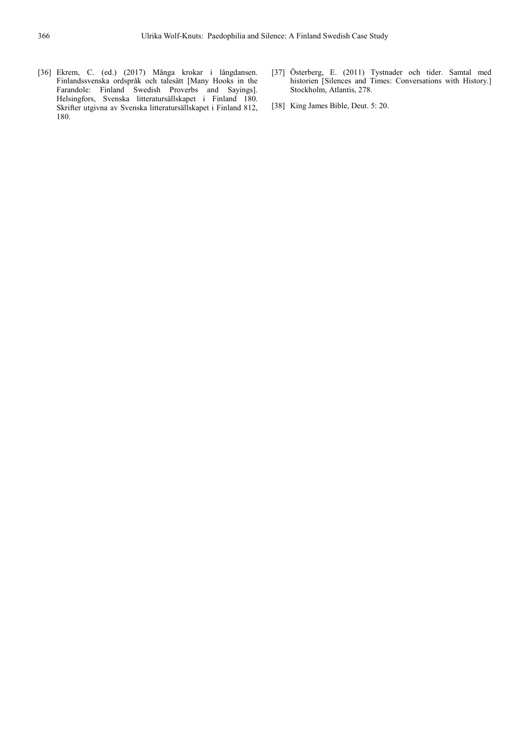[36] Ekrem, C. (ed.) (2017) Många krokar i långdansen. Finlandssvenska ordspråk och talesätt [Many Hooks in the Farandole: Finland Swedish Proverbs and Sayings]. Helsingfors, Svenska litteratursällskapet i Finland 180. Skrifter utgivna av Svenska litteratursällskapet i Finland 812, 180.

[37] Österberg, E. (2011) Tystnader och tider. Samtal med historien [Silences and Times: Conversations with History.] Stockholm, Atlantis, 278.

[38] King James Bible, Deut. 5: 20.